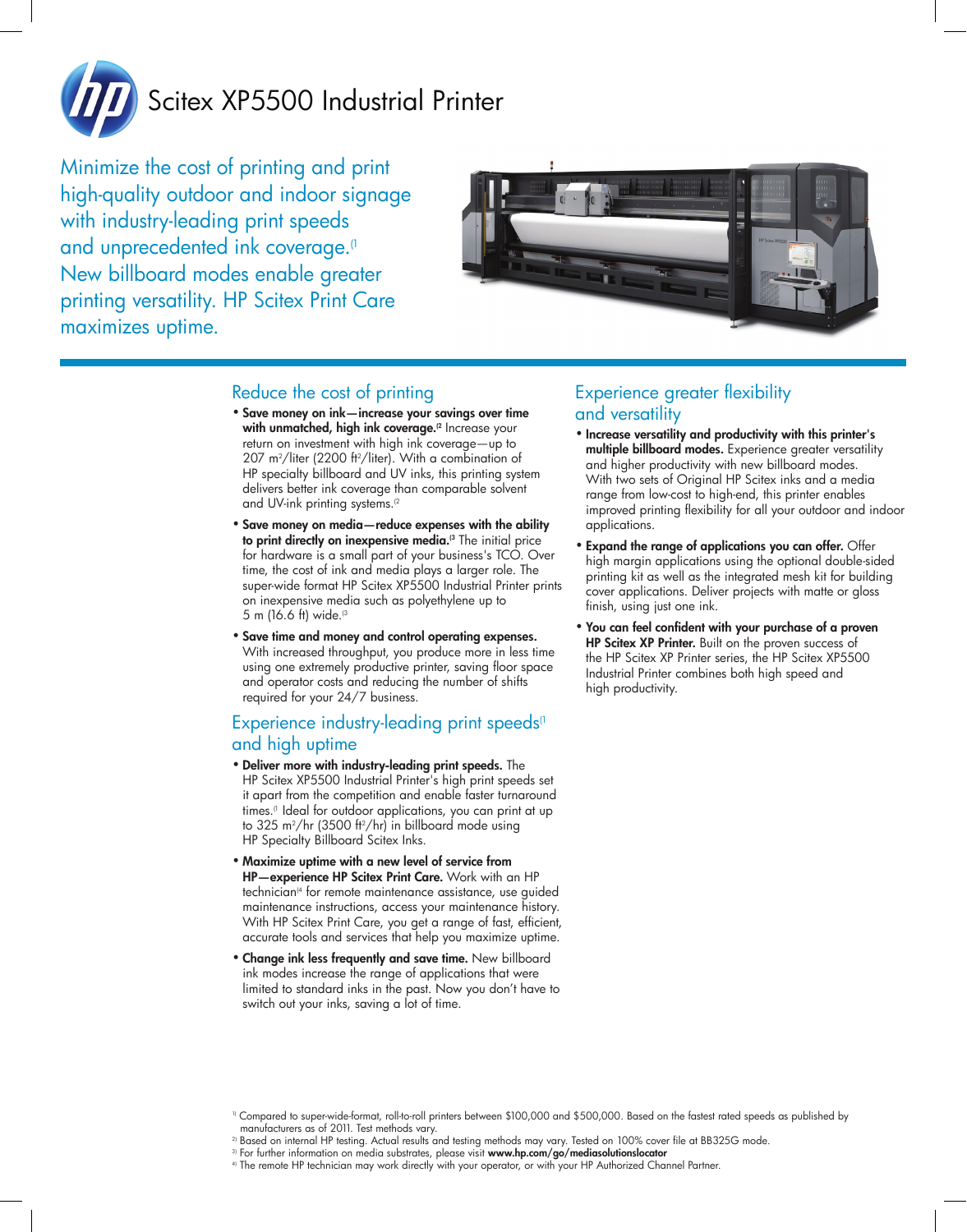# Scitex XP5500 Industrial Printer

Minimize the cost of printing and print high-quality outdoor and indoor signage with industry-leading print speeds and unprecedented ink coverage.[1] New billboard modes enable greater printing versatility. HP Scitex Print Care maximizes uptime.

## Reduce the cost of printing

- **Save money on ink—increase your savings over time with unmatched, high ink coverage.**[2] Increase your return on investment with high ink coverage—up to 207 $m^2$/liter (2200 $ft^2$/liter). With a combination of HP specialty billboard and UV inks, this printing system delivers better ink coverage than comparable solvent and UV-ink printing systems.[2]
- **Save money on media—reduce expenses with the ability to print directly on inexpensive media.**[3] The initial price for hardware is a small part of your business's TCO. Over time, the cost of ink and media plays a larger role. The super-wide format HP Scitex XP5500 Industrial Printer prints on inexpensive media such as polyethylene up to 5 m (16.6 ft) wide.[3]
- **Save time and money and control operating expenses.** With increased throughput, you produce more in less time using one extremely productive printer, saving floor space and operator costs and reducing the number of shifts required for your 24/7 business.

## Experience industry-leading print speeds[1] and high uptime

- **Deliver more with industry-leading print speeds.** The HP Scitex XP5500 Industrial Printer's high print speeds set it apart from the competition and enable faster turnaround times.[1] Ideal for outdoor applications, you can print at up to 325 $m^2$/hr (3500 $ft^2$/hr) in billboard mode using HP Specialty Billboard Scitex Inks.
- **Maximize uptime with a new level of service from HP—experience HP Scitex Print Care.** Work with an HP technician[4] for remote maintenance assistance, use guided maintenance instructions, access your maintenance history. With HP Scitex Print Care, you get a range of fast, efficient, accurate tools and services that help you maximize uptime.
- **Change ink less frequently and save time.** New billboard ink modes increase the range of applications that were limited to standard inks in the past. Now you don't have to switch out your inks, saving a lot of time.

## Experience greater flexibility and versatility

- **Increase versatility and productivity with this printer's multiple billboard modes.** Experience greater versatility and higher productivity with new billboard modes. With two sets of Original HP Scitex inks and a media range from low-cost to high-end, this printer enables improved printing flexibility for all your outdoor and indoor applications.
- **Expand the range of applications you can offer.** Offer high margin applications using the optional double-sided printing kit as well as the integrated mesh kit for building cover applications. Deliver projects with matte or gloss finish, using just one ink.
- **You can feel confident with your purchase of a proven HP Scitex XP Printer.** Built on the proven success of the HP Scitex XP Printer series, the HP Scitex XP5500 Industrial Printer combines both high speed and high productivity.

---

[1] Compared to super-wide-format, roll-to-roll printers between $100,000 and $500,000. Based on the fastest rated speeds as published by manufacturers as of 2011. Test methods vary.

[2] Based on internal HP testing. Actual results and testing methods may vary. Tested on 100% cover file at BB325G mode.

[3] For further information on media substrates, please visit **www.hp.com/go/mediasolutionslocator**

[4] The remote HP technician may work directly with your operator, or with your HP Authorized Channel Partner.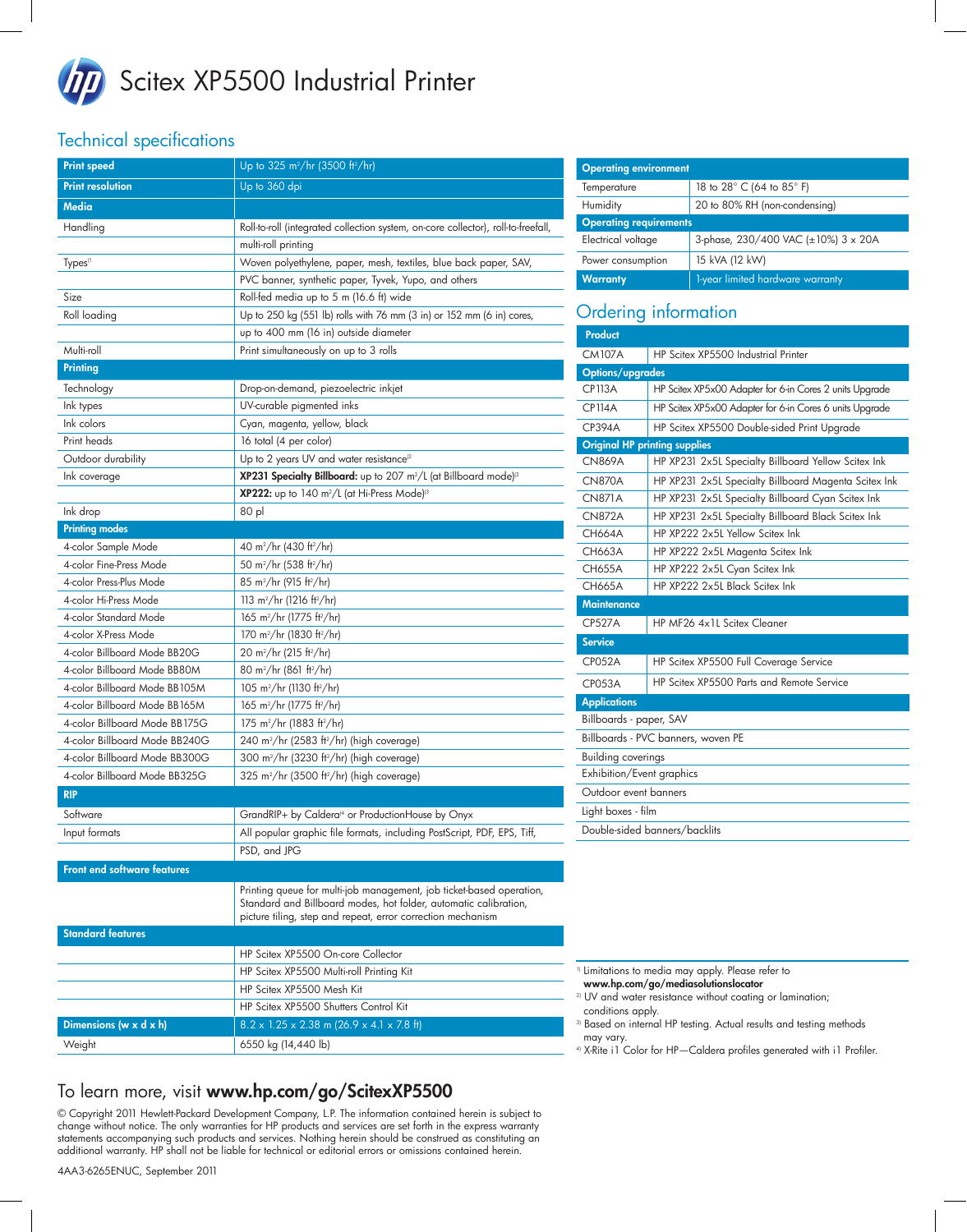# Scitex XP5500 Industrial Printer

## Technical specifications

| | |
|---|---|
| **Print speed** | Up to 325 $m^2$/hr (3500 $ft^2$/hr) |
| **Print resolution** | Up to 360 dpi |
| **Media** | |
| Handling | Roll-to-roll (integrated collection system, on-core collector), roll-to-freefall, multi-roll printing |
| Types[1] | Woven polyethylene, paper, mesh, textiles, blue back paper, SAV, PVC banner, synthetic paper, Tyvek, Yupo, and others |
| Size | Roll-fed media up to 5 m (16.6 ft) wide |
| Roll loading | Up to 250 kg (551 lb) rolls with 76 mm (3 in) or 152 mm (6 in) cores, up to 400 mm (16 in) outside diameter |
| Multi-roll | Print simultaneously on up to 3 rolls |
| **Printing** | |
| Technology | Drop-on-demand, piezoelectric inkjet |
| Ink types | UV-curable pigmented inks |
| Ink colors | Cyan, magenta, yellow, black |
| Print heads | 16 total (4 per color) |
| Outdoor durability | Up to 2 years UV and water resistance[2] |
| Ink coverage | **XP231 Specialty Billboard:** up to 207 $m^2$/L (at Billboard mode)[3] |
| | **XP222:** up to 140 $m^2$/L (at Hi-Press Mode)[3] |
| Ink drop | 80 pl |
| **Printing modes** | |
| 4-color Sample Mode | 40 $m^2$/hr (430 $ft^2$/hr) |
| 4-color Fine-Press Mode | 50 $m^2$/hr (538 $ft^2$/hr) |
| 4-color Press-Plus Mode | 85 $m^2$/hr (915 $ft^2$/hr) |
| 4-color Hi-Press Mode | 113 $m^2$/hr (1216 $ft^2$/hr) |
| 4-color Standard Mode | 165 $m^2$/hr (1775 $ft^2$/hr) |
| 4-color X-Press Mode | 170 $m^2$/hr (1830 $ft^2$/hr) |
| 4-color Billboard Mode BB20G | 20 $m^2$/hr (215 $ft^2$/hr) |
| 4-color Billboard Mode BB80M | 80 $m^2$/hr (861 $ft^2$/hr) |
| 4-color Billboard Mode BB105M | 105 $m^2$/hr (1130 $ft^2$/hr) |
| 4-color Billboard Mode BB165M | 165 $m^2$/hr (1775 $ft^2$/hr) |
| 4-color Billboard Mode BB175G | 175 $m^2$/hr (1883 $ft^2$/hr) |
| 4-color Billboard Mode BB240G | 240 $m^2$/hr (2583 $ft^2$/hr) (high coverage) |
| 4-color Billboard Mode BB300G | 300 $m^2$/hr (3230 $ft^2$/hr) (high coverage) |
| 4-color Billboard Mode BB325G | 325 $m^2$/hr (3500 $ft^2$/hr) (high coverage) |
| **RIP** | |
| Software | GrandRIP+ by Caldera[4] or ProductionHouse by Onyx |
| Input formats | All popular graphic file formats, including PostScript, PDF, EPS, Tiff, PSD, and JPG |
| **Front end software features** | |
| | Printing queue for multi-job management, job ticket-based operation, Standard and Billboard modes, hot folder, automatic calibration, picture tiling, step and repeat, error correction mechanism |
| **Standard features** | |
| | HP Scitex XP5500 On-core Collector |
| | HP Scitex XP5500 Multi-roll Printing Kit |
| | HP Scitex XP5500 Mesh Kit |
| | HP Scitex XP5500 Shutters Control Kit |
| **Dimensions (w x d x h)** | 8.2 x 1.25 x 2.38 m (26.9 x 4.1 x 7.8 ft) |
| Weight | 6550 kg (14,440 lb) |

| | |
|---|---|
| **Operating environment** | |
| Temperature | 18 to 28° C (64 to 85° F) |
| Humidity | 20 to 80% RH (non-condensing) |
| **Operating requirements** | |
| Electrical voltage | 3-phase, 230/400 VAC (±10%) 3 x 20A |
| Power consumption | 15 kVA (12 kW) |
| **Warranty** | 1-year limited hardware warranty |

## Ordering information

| | |
|---|---|
| **Product** | |
| CM107A | HP Scitex XP5500 Industrial Printer |
| **Options/upgrades** | |
| CP113A | HP Scitex XP5x00 Adapter for 6-in Cores 2 units Upgrade |
| CP114A | HP Scitex XP5x00 Adapter for 6-in Cores 6 units Upgrade |
| CP394A | HP Scitex XP5500 Double-sided Print Upgrade |
| **Original HP printing supplies** | |
| CN869A | HP XP231 2x5L Specialty Billboard Yellow Scitex Ink |
| CN870A | HP XP231 2x5L Specialty Billboard Magenta Scitex Ink |
| CN871A | HP XP231 2x5L Specialty Billboard Cyan Scitex Ink |
| CN872A | HP XP231 2x5L Specialty Billboard Black Scitex Ink |
| CH664A | HP XP222 2x5L Yellow Scitex Ink |
| CH663A | HP XP222 2x5L Magenta Scitex Ink |
| CH655A | HP XP222 2x5L Cyan Scitex Ink |
| CH665A | HP XP222 2x5L Black Scitex Ink |
| **Maintenance** | |
| CP527A | HP MF26 4x1L Scitex Cleaner |
| **Service** | |
| CP052A | HP Scitex XP5500 Full Coverage Service |
| CP053A | HP Scitex XP5500 Parts and Remote Service |
| **Applications** | |
| Billboards - paper, SAV | |
| Billboards - PVC banners, woven PE | |
| Building coverings | |
| Exhibition/Event graphics | |
| Outdoor event banners | |
| Light boxes - film | |
| Double-sided banners/backlits | |

[1] Limitations to media may apply. Please refer to **www.hp.com/go/mediasolutionslocator**

[2] UV and water resistance without coating or lamination; conditions apply.

[3] Based on internal HP testing. Actual results and testing methods may vary.

[4] X-Rite i1 Color for HP—Caldera profiles generated with i1 Profiler.

To learn more, visit **www.hp.com/go/ScitexXP5500**

© Copyright 2011 Hewlett-Packard Development Company, L.P. The information contained herein is subject to change without notice. The only warranties for HP products and services are set forth in the express warranty statements accompanying such products and services. Nothing herein should be construed as constituting an additional warranty. HP shall not be liable for technical or editorial errors or omissions contained herein.

4AA3-6265ENUC, September 2011